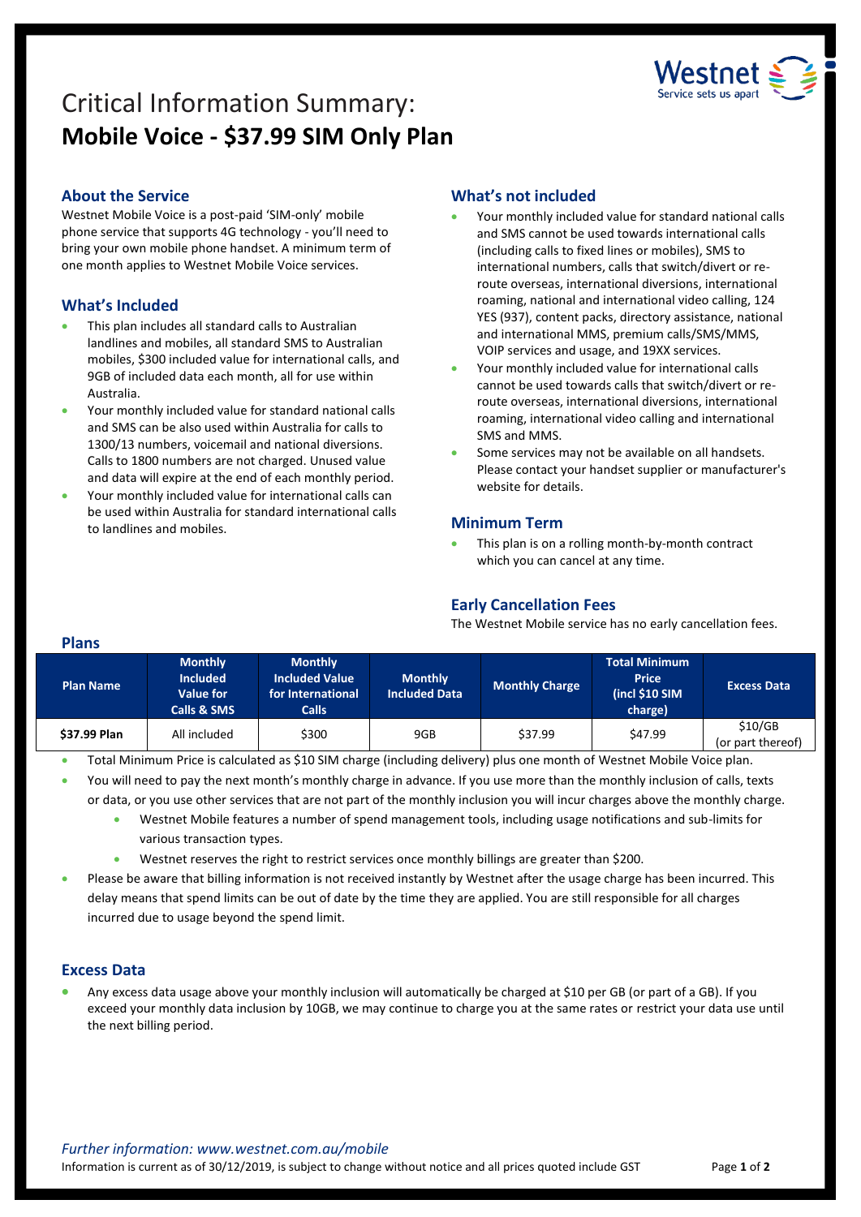# Critical Information Summary:
# **Mobile Voice - $37.99 SIM Only Plan**

## About the Service

Westnet Mobile Voice is a post-paid 'SIM-only' mobile phone service that supports 4G technology - you'll need to bring your own mobile phone handset. A minimum term of one month applies to Westnet Mobile Voice services.

## What's Included

- This plan includes all standard calls to Australian landlines and mobiles, all standard SMS to Australian mobiles, $300 included value for international calls, and 9GB of included data each month, all for use within Australia.
- Your monthly included value for standard national calls and SMS can be also used within Australia for calls to 1300/13 numbers, voicemail and national diversions. Calls to 1800 numbers are not charged. Unused value and data will expire at the end of each monthly period.
- Your monthly included value for international calls can be used within Australia for standard international calls to landlines and mobiles.

## What's not included

- Your monthly included value for standard national calls and SMS cannot be used towards international calls (including calls to fixed lines or mobiles), SMS to international numbers, calls that switch/divert or re-route overseas, international diversions, international roaming, national and international video calling, 124 YES (937), content packs, directory assistance, national and international MMS, premium calls/SMS/MMS, VOIP services and usage, and 19XX services.
- Your monthly included value for international calls cannot be used towards calls that switch/divert or re-route overseas, international diversions, international roaming, international video calling and international SMS and MMS.
- Some services may not be available on all handsets. Please contact your handset supplier or manufacturer's website for details.

## Minimum Term

- This plan is on a rolling month-by-month contract which you can cancel at any time.

## Early Cancellation Fees

The Westnet Mobile service has no early cancellation fees.

## Plans

| Plan Name | Monthly Included Value for Calls & SMS | Monthly Included Value for International Calls | Monthly Included Data | Monthly Charge | Total Minimum Price (incl $10 SIM charge) | Excess Data |
|---|---|---|---|---|---|---|
| **$37.99 Plan** | All included | $300 | 9GB | $37.99 | $47.99 | $10/GB (or part thereof) |

- Total Minimum Price is calculated as $10 SIM charge (including delivery) plus one month of Westnet Mobile Voice plan.
- You will need to pay the next month's monthly charge in advance. If you use more than the monthly inclusion of calls, texts or data, or you use other services that are not part of the monthly inclusion you will incur charges above the monthly charge.
  - Westnet Mobile features a number of spend management tools, including usage notifications and sub-limits for various transaction types.
  - Westnet reserves the right to restrict services once monthly billings are greater than $200.
- Please be aware that billing information is not received instantly by Westnet after the usage charge has been incurred. This delay means that spend limits can be out of date by the time they are applied. You are still responsible for all charges incurred due to usage beyond the spend limit.

## Excess Data

- Any excess data usage above your monthly inclusion will automatically be charged at $10 per GB (or part of a GB). If you exceed your monthly data inclusion by 10GB, we may continue to charge you at the same rates or restrict your data use until the next billing period.

*Further information: www.westnet.com.au/mobile*

Information is current as of 30/12/2019, is subject to change without notice and all prices quoted include GST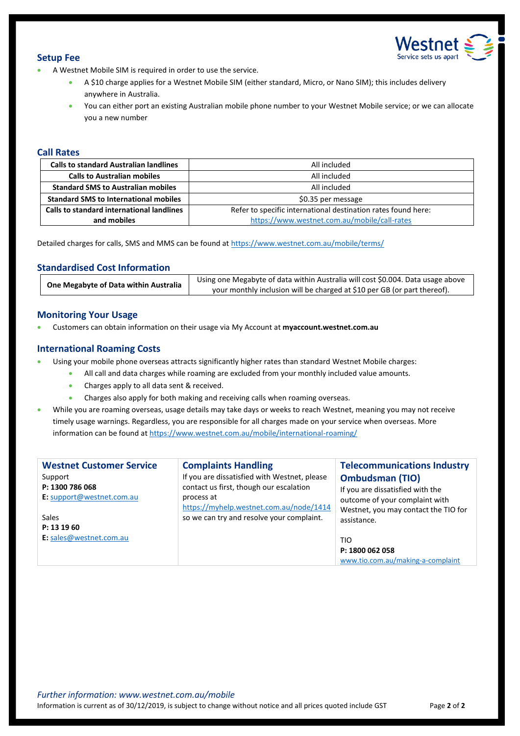## Setup Fee

- A Westnet Mobile SIM is required in order to use the service.
    - A $10 charge applies for a Westnet Mobile SIM (either standard, Micro, or Nano SIM); this includes delivery anywhere in Australia.
    - You can either port an existing Australian mobile phone number to your Westnet Mobile service; or we can allocate you a new number

## Call Rates

| | |
|---|---|
| **Calls to standard Australian landlines** | All included |
| **Calls to Australian mobiles** | All included |
| **Standard SMS to Australian mobiles** | All included |
| **Standard SMS to International mobiles** | $0.35 per message |
| **Calls to standard international landlines and mobiles** | Refer to specific international destination rates found here: https://www.westnet.com.au/mobile/call-rates |

Detailed charges for calls, SMS and MMS can be found at https://www.westnet.com.au/mobile/terms/

## Standardised Cost Information

| | |
|---|---|
| **One Megabyte of Data within Australia** | Using one Megabyte of data within Australia will cost $0.004. Data usage above your monthly inclusion will be charged at $10 per GB (or part thereof). |

## Monitoring Your Usage

- Customers can obtain information on their usage via My Account at **myaccount.westnet.com.au**

## International Roaming Costs

- Using your mobile phone overseas attracts significantly higher rates than standard Westnet Mobile charges:
    - All call and data charges while roaming are excluded from your monthly included value amounts.
    - Charges apply to all data sent & received.
    - Charges also apply for both making and receiving calls when roaming overseas.
- While you are roaming overseas, usage details may take days or weeks to reach Westnet, meaning you may not receive timely usage warnings. Regardless, you are responsible for all charges made on your service when overseas. More information can be found at https://www.westnet.com.au/mobile/international-roaming/

### Westnet Customer Service

Support
**P: 1300 786 068**
**E:** support@westnet.com.au

Sales
**P: 13 19 60**
**E:** sales@westnet.com.au

### Complaints Handling

If you are dissatisfied with Westnet, please contact us first, though our escalation process at https://myhelp.westnet.com.au/node/1414 so we can try and resolve your complaint.

### Telecommunications Industry Ombudsman (TIO)

If you are dissatisfied with the outcome of your complaint with Westnet, you may contact the TIO for assistance.

TIO
**P: 1800 062 058**
www.tio.com.au/making-a-complaint

*Further information: www.westnet.com.au/mobile*

Information is current as of 30/12/2019, is subject to change without notice and all prices quoted include GST